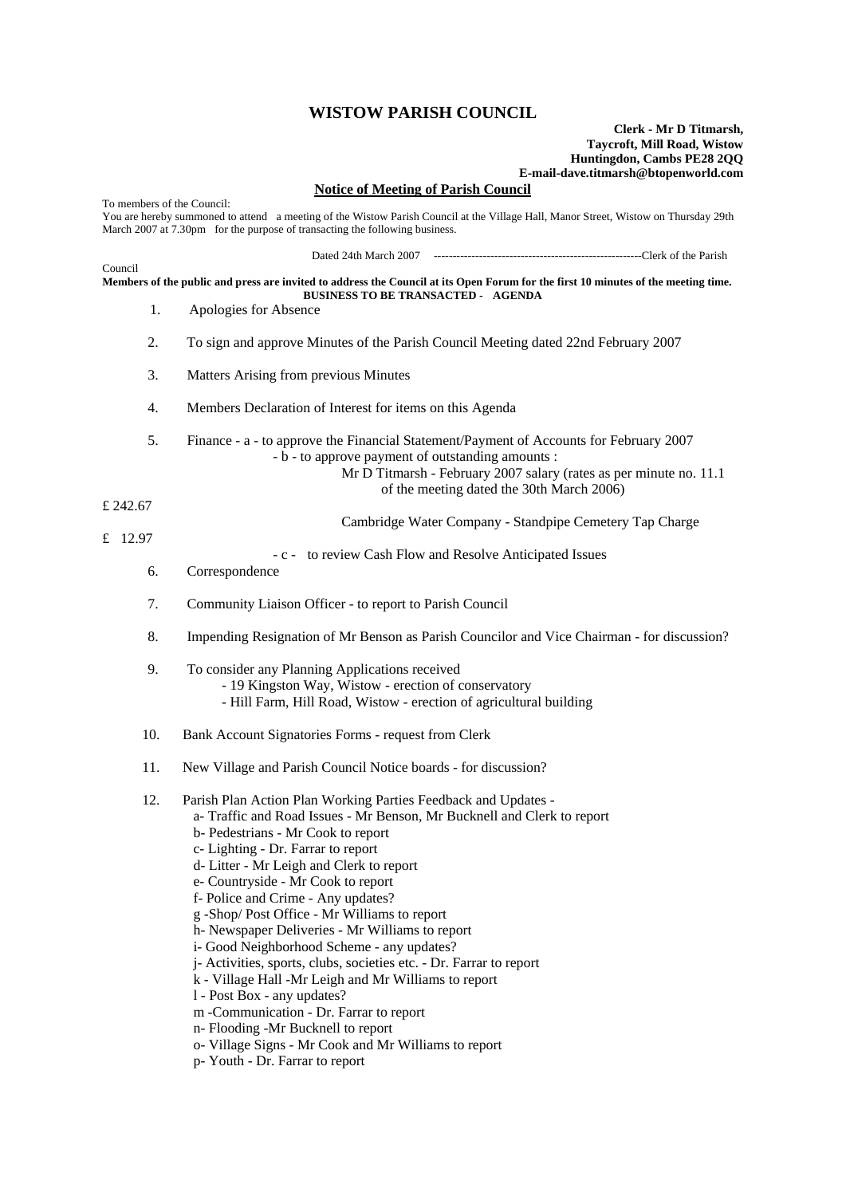# WISTOW PARISH COUNCIL

**Clerk - Mr D Titmarsh,**
**Taycroft, Mill Road, Wistow**
**Huntingdon, Cambs PE28 2QQ**
**E-mail-dave.titmarsh@btopenworld.com**

## Notice of Meeting of Parish Council

To members of the Council:

You are hereby summoned to attend a meeting of the Wistow Parish Council at the Village Hall, Manor Street, Wistow on Thursday 29th March 2007 at 7.30pm for the purpose of transacting the following business.

Dated 24th March 2007 --------------------------------------------------------Clerk of the Parish Council

**Members of the public and press are invited to address the Council at its Open Forum for the first 10 minutes of the meeting time.**

**BUSINESS TO BE TRANSACTED - AGENDA**

1. Apologies for Absence
2. To sign and approve Minutes of the Parish Council Meeting dated 22nd February 2007
3. Matters Arising from previous Minutes
4. Members Declaration of Interest for items on this Agenda
5. Finance - a - to approve the Financial Statement/Payment of Accounts for February 2007
   - b - to approve payment of outstanding amounts :
     - Mr D Titmarsh - February 2007 salary (rates as per minute no. 11.1 of the meeting dated the 30th March 2006) £ 242.67
     - Cambridge Water Company - Standpipe Cemetery Tap Charge £ 12.97
   - c - to review Cash Flow and Resolve Anticipated Issues
6. Correspondence
7. Community Liaison Officer - to report to Parish Council
8. Impending Resignation of Mr Benson as Parish Councilor and Vice Chairman - for discussion?
9. To consider any Planning Applications received
   - 19 Kingston Way, Wistow - erection of conservatory
   - Hill Farm, Hill Road, Wistow - erection of agricultural building
10. Bank Account Signatories Forms - request from Clerk
11. New Village and Parish Council Notice boards - for discussion?
12. Parish Plan Action Plan Working Parties Feedback and Updates -
    - a- Traffic and Road Issues - Mr Benson, Mr Bucknell and Clerk to report
    - b- Pedestrians - Mr Cook to report
    - c- Lighting - Dr. Farrar to report
    - d- Litter - Mr Leigh and Clerk to report
    - e- Countryside - Mr Cook to report
    - f- Police and Crime - Any updates?
    - g -Shop/ Post Office - Mr Williams to report
    - h- Newspaper Deliveries - Mr Williams to report
    - i- Good Neighborhood Scheme - any updates?
    - j- Activities, sports, clubs, societies etc. - Dr. Farrar to report
    - k - Village Hall -Mr Leigh and Mr Williams to report
    - l - Post Box - any updates?
    - m -Communication - Dr. Farrar to report
    - n- Flooding -Mr Bucknell to report
    - o- Village Signs - Mr Cook and Mr Williams to report
    - p- Youth - Dr. Farrar to report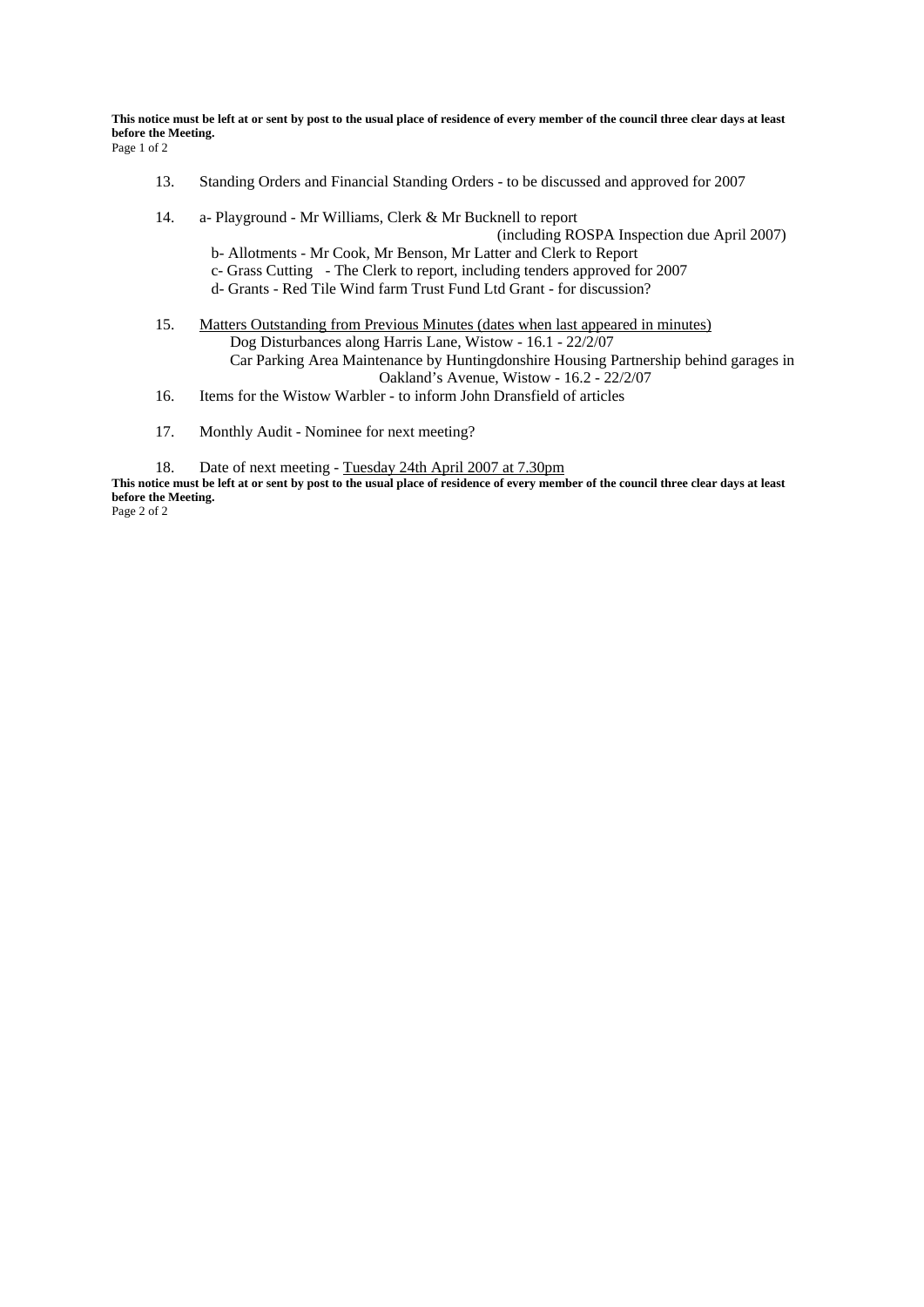13. Standing Orders and Financial Standing Orders - to be discussed and approved for 2007

14. a- Playground - Mr Williams, Clerk & Mr Bucknell to report (including ROSPA Inspection due April 2007)
    b- Allotments - Mr Cook, Mr Benson, Mr Latter and Clerk to Report
    c- Grass Cutting - The Clerk to report, including tenders approved for 2007
    d- Grants - Red Tile Wind farm Trust Fund Ltd Grant - for discussion?

15. Matters Outstanding from Previous Minutes (dates when last appeared in minutes)
    Dog Disturbances along Harris Lane, Wistow - 16.1 - 22/2/07
    Car Parking Area Maintenance by Huntingdonshire Housing Partnership behind garages in Oakland's Avenue, Wistow - 16.2 - 22/2/07

16. Items for the Wistow Warbler - to inform John Dransfield of articles

17. Monthly Audit - Nominee for next meeting?

18. Date of next meeting - Tuesday 24th April 2007 at 7.30pm

**This notice must be left at or sent by post to the usual place of residence of every member of the council three clear days at least before the Meeting.**